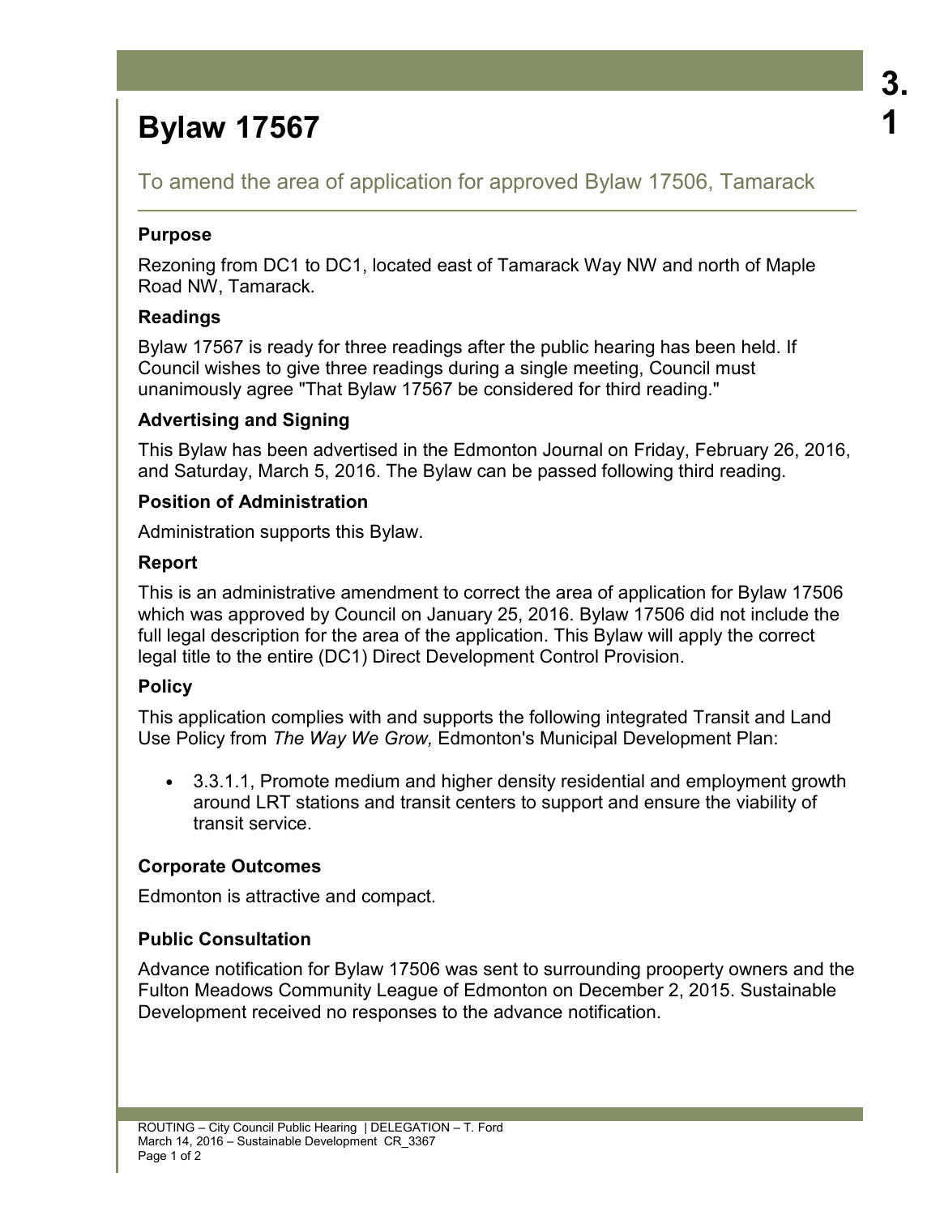# Bylaw 17567

## To amend the area of application for approved Bylaw 17506, Tamarack

### Purpose

Rezoning from DC1 to DC1, located east of Tamarack Way NW and north of Maple Road NW, Tamarack.

### Readings

Bylaw 17567 is ready for three readings after the public hearing has been held. If Council wishes to give three readings during a single meeting, Council must unanimously agree "That Bylaw 17567 be considered for third reading."

### Advertising and Signing

This Bylaw has been advertised in the Edmonton Journal on Friday, February 26, 2016, and Saturday, March 5, 2016. The Bylaw can be passed following third reading.

### Position of Administration

Administration supports this Bylaw.

### Report

This is an administrative amendment to correct the area of application for Bylaw 17506 which was approved by Council on January 25, 2016. Bylaw 17506 did not include the full legal description for the area of the application. This Bylaw will apply the correct legal title to the entire (DC1) Direct Development Control Provision.

### Policy

This application complies with and supports the following integrated Transit and Land Use Policy from *The Way We Grow,* Edmonton's Municipal Development Plan:

- 3.3.1.1, Promote medium and higher density residential and employment growth around LRT stations and transit centers to support and ensure the viability of transit service.

### Corporate Outcomes

Edmonton is attractive and compact.

### Public Consultation

Advance notification for Bylaw 17506 was sent to surrounding prooperty owners and the Fulton Meadows Community League of Edmonton on December 2, 2015. Sustainable Development received no responses to the advance notification.

ROUTING – City Council Public Hearing | DELEGATION – T. Ford
March 14, 2016 – Sustainable Development CR_3367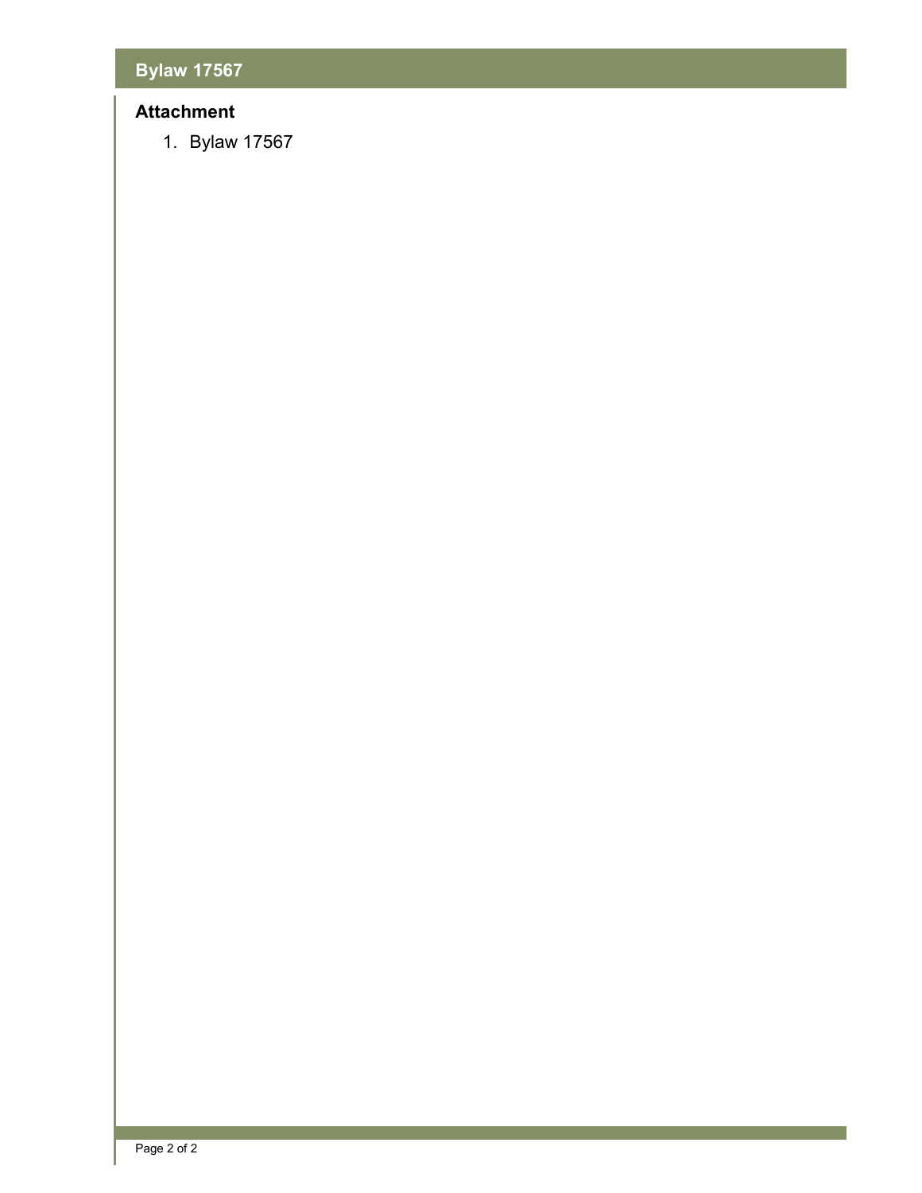## Attachment

1. Bylaw 17567